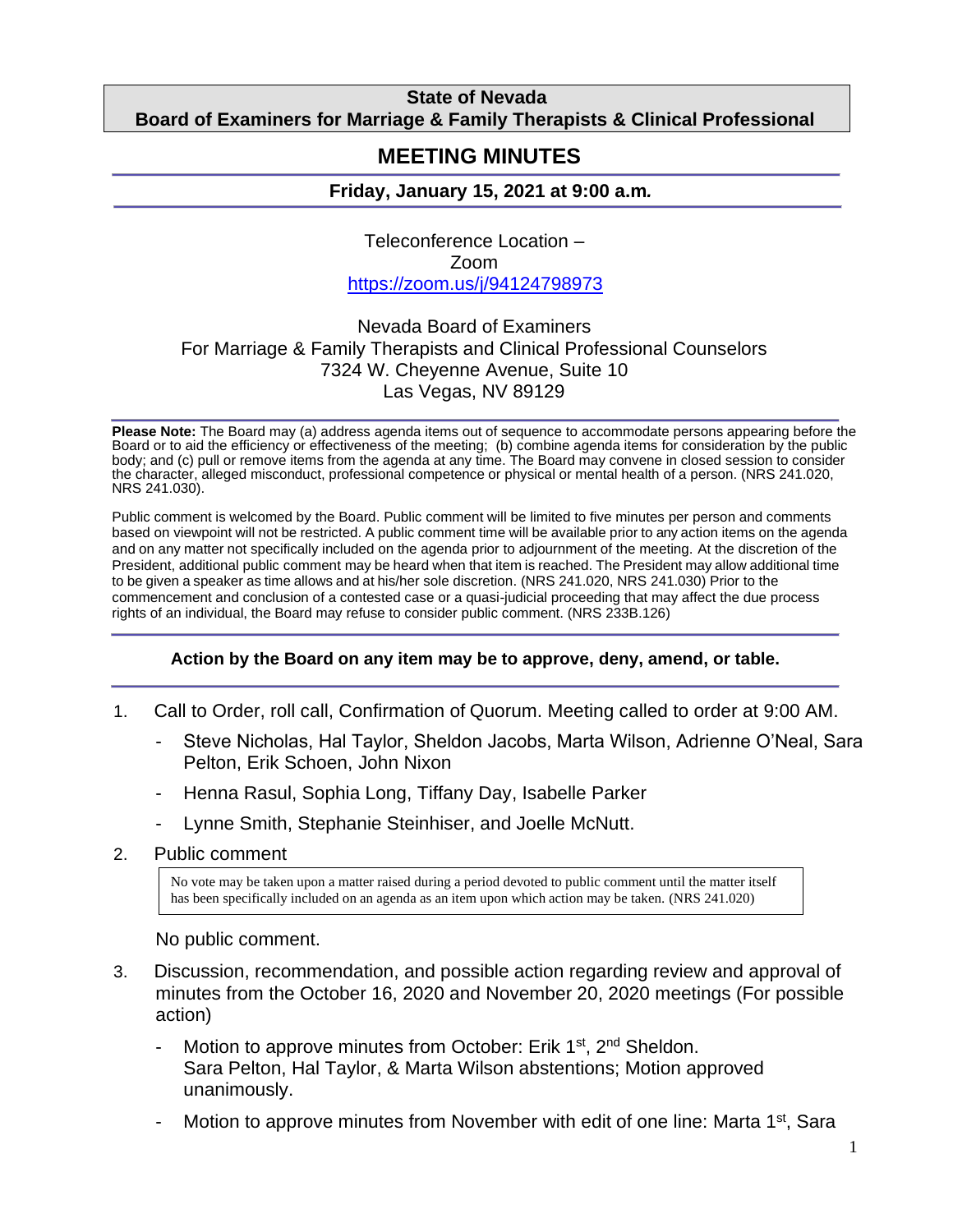**State of Nevada**
**Board of Examiners for Marriage & Family Therapists & Clinical Professional**

# MEETING MINUTES

**Friday, January 15, 2021 at 9:00 a.m.**

Teleconference Location –
Zoom
https://zoom.us/j/94124798973

Nevada Board of Examiners
For Marriage & Family Therapists and Clinical Professional Counselors
7324 W. Cheyenne Avenue, Suite 10
Las Vegas, NV 89129

**Please Note:** The Board may (a) address agenda items out of sequence to accommodate persons appearing before the Board or to aid the efficiency or effectiveness of the meeting; (b) combine agenda items for consideration by the public body; and (c) pull or remove items from the agenda at any time. The Board may convene in closed session to consider the character, alleged misconduct, professional competence or physical or mental health of a person. (NRS 241.020, NRS 241.030).

Public comment is welcomed by the Board. Public comment will be limited to five minutes per person and comments based on viewpoint will not be restricted. A public comment time will be available prior to any action items on the agenda and on any matter not specifically included on the agenda prior to adjournment of the meeting. At the discretion of the President, additional public comment may be heard when that item is reached. The President may allow additional time to be given a speaker as time allows and at his/her sole discretion. (NRS 241.020, NRS 241.030) Prior to the commencement and conclusion of a contested case or a quasi-judicial proceeding that may affect the due process rights of an individual, the Board may refuse to consider public comment. (NRS 233B.126)

**Action by the Board on any item may be to approve, deny, amend, or table.**

1. Call to Order, roll call, Confirmation of Quorum. Meeting called to order at 9:00 AM.
   - Steve Nicholas, Hal Taylor, Sheldon Jacobs, Marta Wilson, Adrienne O'Neal, Sara Pelton, Erik Schoen, John Nixon
   - Henna Rasul, Sophia Long, Tiffany Day, Isabelle Parker
   - Lynne Smith, Stephanie Steinhiser, and Joelle McNutt.

2. Public comment

   > No vote may be taken upon a matter raised during a period devoted to public comment until the matter itself has been specifically included on an agenda as an item upon which action may be taken. (NRS 241.020)

   No public comment.

3. Discussion, recommendation, and possible action regarding review and approval of minutes from the October 16, 2020 and November 20, 2020 meetings (For possible action)
   - Motion to approve minutes from October: Erik 1st, 2nd Sheldon. Sara Pelton, Hal Taylor, & Marta Wilson abstentions; Motion approved unanimously.
   - Motion to approve minutes from November with edit of one line: Marta 1st, Sara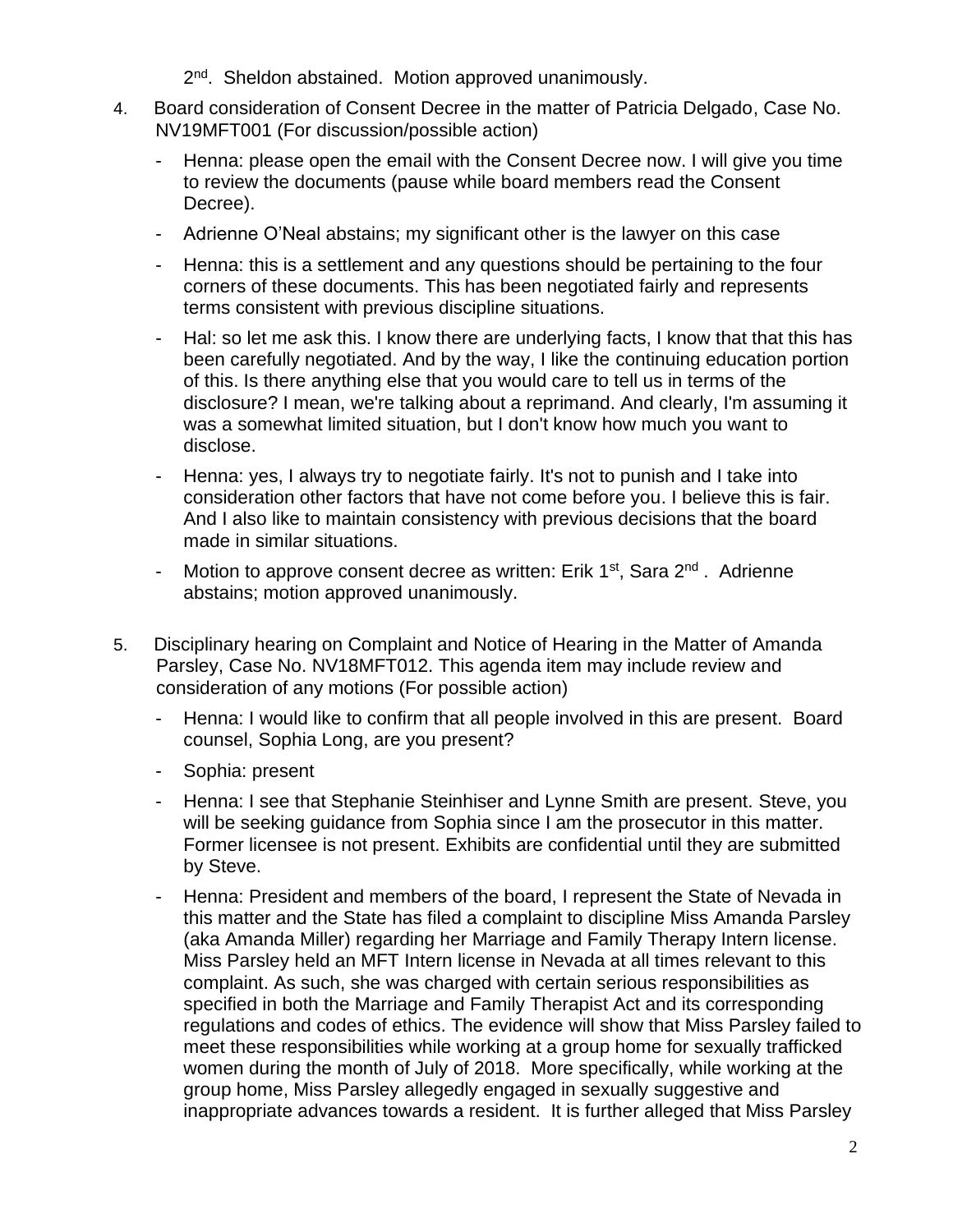2nd. Sheldon abstained. Motion approved unanimously.

4. Board consideration of Consent Decree in the matter of Patricia Delgado, Case No. NV19MFT001 (For discussion/possible action)

   - Henna: please open the email with the Consent Decree now. I will give you time to review the documents (pause while board members read the Consent Decree).
   - Adrienne O'Neal abstains; my significant other is the lawyer on this case
   - Henna: this is a settlement and any questions should be pertaining to the four corners of these documents. This has been negotiated fairly and represents terms consistent with previous discipline situations.
   - Hal: so let me ask this. I know there are underlying facts, I know that that this has been carefully negotiated. And by the way, I like the continuing education portion of this. Is there anything else that you would care to tell us in terms of the disclosure? I mean, we're talking about a reprimand. And clearly, I'm assuming it was a somewhat limited situation, but I don't know how much you want to disclose.
   - Henna: yes, I always try to negotiate fairly. It's not to punish and I take into consideration other factors that have not come before you. I believe this is fair. And I also like to maintain consistency with previous decisions that the board made in similar situations.
   - Motion to approve consent decree as written: Erik 1st, Sara 2nd . Adrienne abstains; motion approved unanimously.

5. Disciplinary hearing on Complaint and Notice of Hearing in the Matter of Amanda Parsley, Case No. NV18MFT012. This agenda item may include review and consideration of any motions (For possible action)

   - Henna: I would like to confirm that all people involved in this are present. Board counsel, Sophia Long, are you present?
   - Sophia: present
   - Henna: I see that Stephanie Steinhiser and Lynne Smith are present. Steve, you will be seeking guidance from Sophia since I am the prosecutor in this matter. Former licensee is not present. Exhibits are confidential until they are submitted by Steve.
   - Henna: President and members of the board, I represent the State of Nevada in this matter and the State has filed a complaint to discipline Miss Amanda Parsley (aka Amanda Miller) regarding her Marriage and Family Therapy Intern license. Miss Parsley held an MFT Intern license in Nevada at all times relevant to this complaint. As such, she was charged with certain serious responsibilities as specified in both the Marriage and Family Therapist Act and its corresponding regulations and codes of ethics. The evidence will show that Miss Parsley failed to meet these responsibilities while working at a group home for sexually trafficked women during the month of July of 2018. More specifically, while working at the group home, Miss Parsley allegedly engaged in sexually suggestive and inappropriate advances towards a resident. It is further alleged that Miss Parsley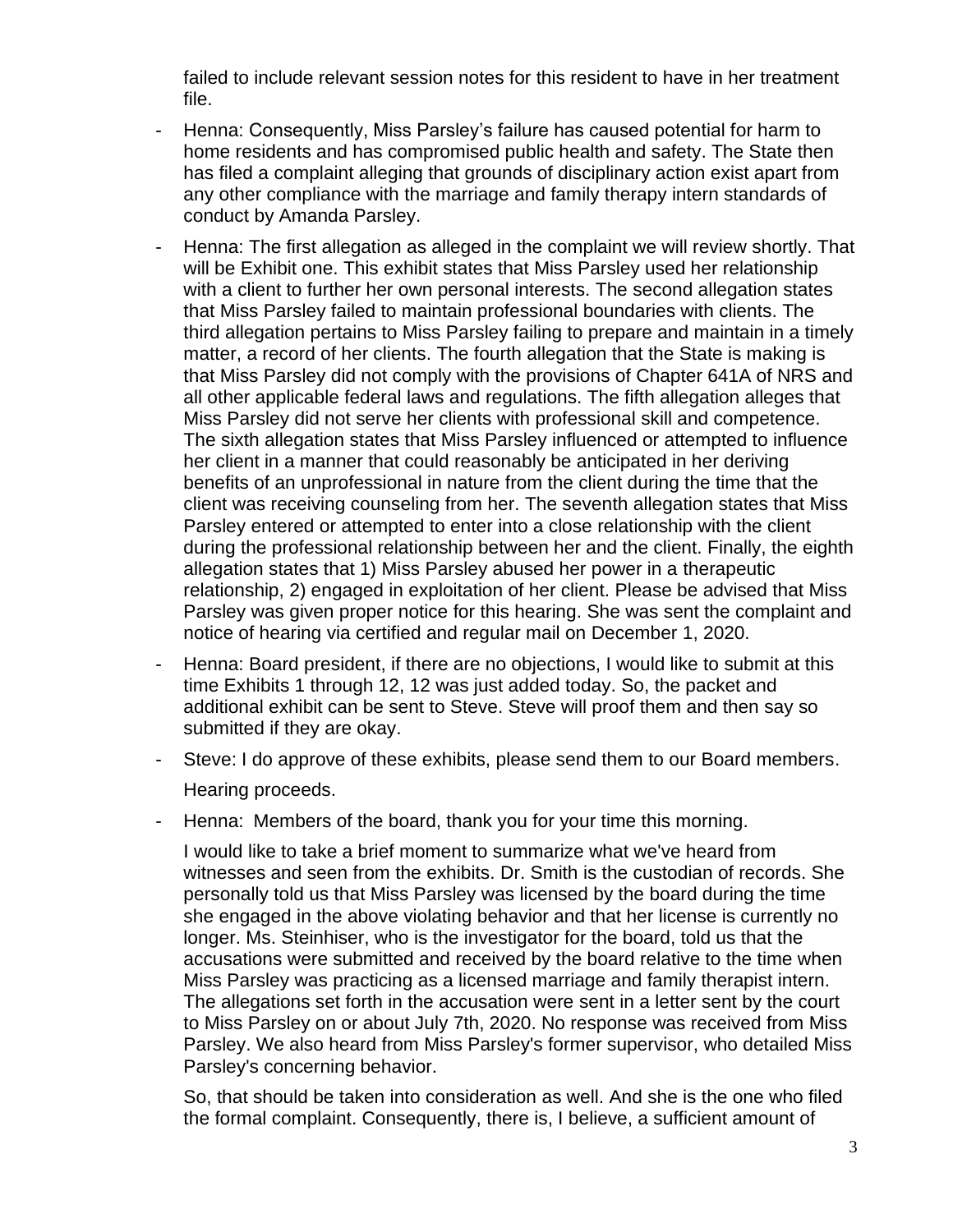failed to include relevant session notes for this resident to have in her treatment file.

- Henna: Consequently, Miss Parsley's failure has caused potential for harm to home residents and has compromised public health and safety. The State then has filed a complaint alleging that grounds of disciplinary action exist apart from any other compliance with the marriage and family therapy intern standards of conduct by Amanda Parsley.
- Henna: The first allegation as alleged in the complaint we will review shortly. That will be Exhibit one. This exhibit states that Miss Parsley used her relationship with a client to further her own personal interests. The second allegation states that Miss Parsley failed to maintain professional boundaries with clients. The third allegation pertains to Miss Parsley failing to prepare and maintain in a timely matter, a record of her clients. The fourth allegation that the State is making is that Miss Parsley did not comply with the provisions of Chapter 641A of NRS and all other applicable federal laws and regulations. The fifth allegation alleges that Miss Parsley did not serve her clients with professional skill and competence. The sixth allegation states that Miss Parsley influenced or attempted to influence her client in a manner that could reasonably be anticipated in her deriving benefits of an unprofessional in nature from the client during the time that the client was receiving counseling from her. The seventh allegation states that Miss Parsley entered or attempted to enter into a close relationship with the client during the professional relationship between her and the client. Finally, the eighth allegation states that 1) Miss Parsley abused her power in a therapeutic relationship, 2) engaged in exploitation of her client. Please be advised that Miss Parsley was given proper notice for this hearing. She was sent the complaint and notice of hearing via certified and regular mail on December 1, 2020.
- Henna: Board president, if there are no objections, I would like to submit at this time Exhibits 1 through 12, 12 was just added today. So, the packet and additional exhibit can be sent to Steve. Steve will proof them and then say so submitted if they are okay.
- Steve: I do approve of these exhibits, please send them to our Board members.

  Hearing proceeds.
- Henna: Members of the board, thank you for your time this morning.

  I would like to take a brief moment to summarize what we've heard from witnesses and seen from the exhibits. Dr. Smith is the custodian of records. She personally told us that Miss Parsley was licensed by the board during the time she engaged in the above violating behavior and that her license is currently no longer. Ms. Steinhiser, who is the investigator for the board, told us that the accusations were submitted and received by the board relative to the time when Miss Parsley was practicing as a licensed marriage and family therapist intern. The allegations set forth in the accusation were sent in a letter sent by the court to Miss Parsley on or about July 7th, 2020. No response was received from Miss Parsley. We also heard from Miss Parsley's former supervisor, who detailed Miss Parsley's concerning behavior.

  So, that should be taken into consideration as well. And she is the one who filed the formal complaint. Consequently, there is, I believe, a sufficient amount of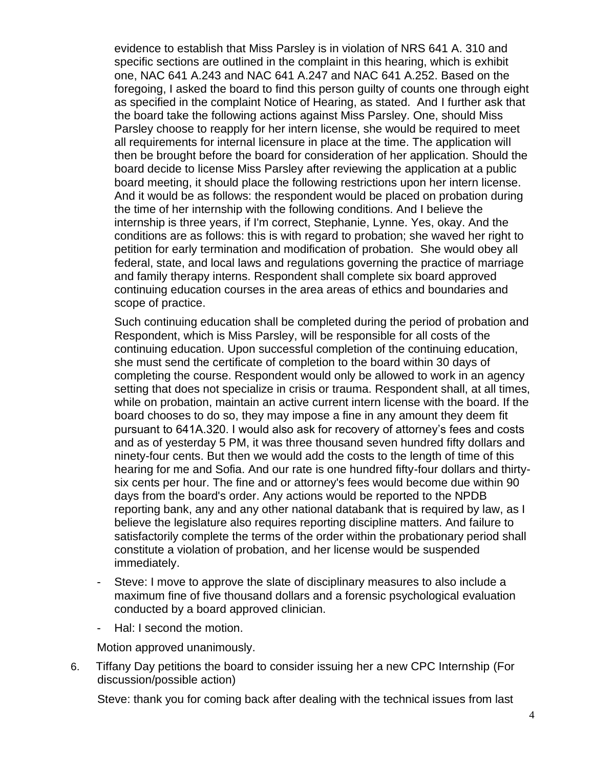evidence to establish that Miss Parsley is in violation of NRS 641 A. 310 and specific sections are outlined in the complaint in this hearing, which is exhibit one, NAC 641 A.243 and NAC 641 A.247 and NAC 641 A.252. Based on the foregoing, I asked the board to find this person guilty of counts one through eight as specified in the complaint Notice of Hearing, as stated. And I further ask that the board take the following actions against Miss Parsley. One, should Miss Parsley choose to reapply for her intern license, she would be required to meet all requirements for internal licensure in place at the time. The application will then be brought before the board for consideration of her application. Should the board decide to license Miss Parsley after reviewing the application at a public board meeting, it should place the following restrictions upon her intern license. And it would be as follows: the respondent would be placed on probation during the time of her internship with the following conditions. And I believe the internship is three years, if I'm correct, Stephanie, Lynne. Yes, okay. And the conditions are as follows: this is with regard to probation; she waved her right to petition for early termination and modification of probation. She would obey all federal, state, and local laws and regulations governing the practice of marriage and family therapy interns. Respondent shall complete six board approved continuing education courses in the area areas of ethics and boundaries and scope of practice.

Such continuing education shall be completed during the period of probation and Respondent, which is Miss Parsley, will be responsible for all costs of the continuing education. Upon successful completion of the continuing education, she must send the certificate of completion to the board within 30 days of completing the course. Respondent would only be allowed to work in an agency setting that does not specialize in crisis or trauma. Respondent shall, at all times, while on probation, maintain an active current intern license with the board. If the board chooses to do so, they may impose a fine in any amount they deem fit pursuant to 641A.320. I would also ask for recovery of attorney's fees and costs and as of yesterday 5 PM, it was three thousand seven hundred fifty dollars and ninety-four cents. But then we would add the costs to the length of time of this hearing for me and Sofia. And our rate is one hundred fifty-four dollars and thirty-six cents per hour. The fine and or attorney's fees would become due within 90 days from the board's order. Any actions would be reported to the NPDB reporting bank, any and any other national databank that is required by law, as I believe the legislature also requires reporting discipline matters. And failure to satisfactorily complete the terms of the order within the probationary period shall constitute a violation of probation, and her license would be suspended immediately.

- Steve: I move to approve the slate of disciplinary measures to also include a maximum fine of five thousand dollars and a forensic psychological evaluation conducted by a board approved clinician.
- Hal: I second the motion.

Motion approved unanimously.

6. Tiffany Day petitions the board to consider issuing her a new CPC Internship (For discussion/possible action)

Steve: thank you for coming back after dealing with the technical issues from last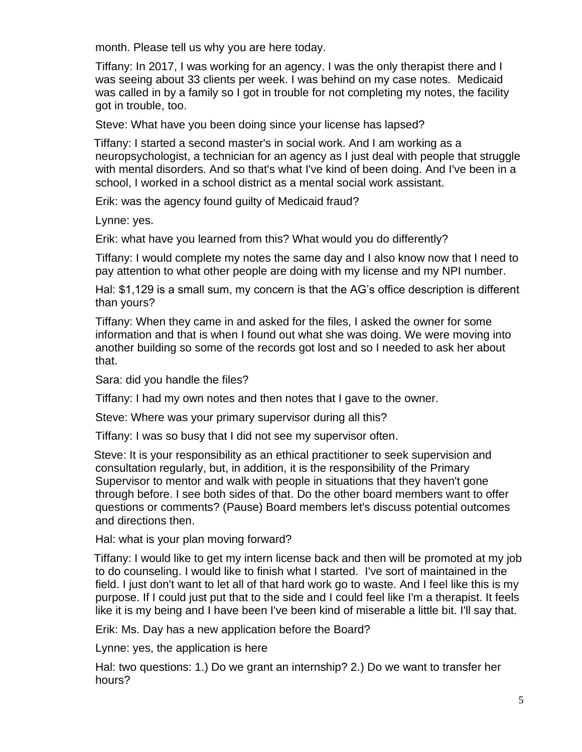month. Please tell us why you are here today.

Tiffany: In 2017, I was working for an agency. I was the only therapist there and I was seeing about 33 clients per week. I was behind on my case notes. Medicaid was called in by a family so I got in trouble for not completing my notes, the facility got in trouble, too.

Steve: What have you been doing since your license has lapsed?

Tiffany: I started a second master's in social work. And I am working as a neuropsychologist, a technician for an agency as I just deal with people that struggle with mental disorders. And so that's what I've kind of been doing. And I've been in a school, I worked in a school district as a mental social work assistant.

Erik: was the agency found guilty of Medicaid fraud?

Lynne: yes.

Erik: what have you learned from this? What would you do differently?

Tiffany: I would complete my notes the same day and I also know now that I need to pay attention to what other people are doing with my license and my NPI number.

Hal: $1,129 is a small sum, my concern is that the AG's office description is different than yours?

Tiffany: When they came in and asked for the files, I asked the owner for some information and that is when I found out what she was doing. We were moving into another building so some of the records got lost and so I needed to ask her about that.

Sara: did you handle the files?

Tiffany: I had my own notes and then notes that I gave to the owner.

Steve: Where was your primary supervisor during all this?

Tiffany: I was so busy that I did not see my supervisor often.

Steve: It is your responsibility as an ethical practitioner to seek supervision and consultation regularly, but, in addition, it is the responsibility of the Primary Supervisor to mentor and walk with people in situations that they haven't gone through before. I see both sides of that. Do the other board members want to offer questions or comments? (Pause) Board members let's discuss potential outcomes and directions then.

Hal: what is your plan moving forward?

Tiffany: I would like to get my intern license back and then will be promoted at my job to do counseling. I would like to finish what I started. I've sort of maintained in the field. I just don't want to let all of that hard work go to waste. And I feel like this is my purpose. If I could just put that to the side and I could feel like I'm a therapist. It feels like it is my being and I have been I've been kind of miserable a little bit. I'll say that.

Erik: Ms. Day has a new application before the Board?

Lynne: yes, the application is here

Hal: two questions: 1.) Do we grant an internship? 2.) Do we want to transfer her hours?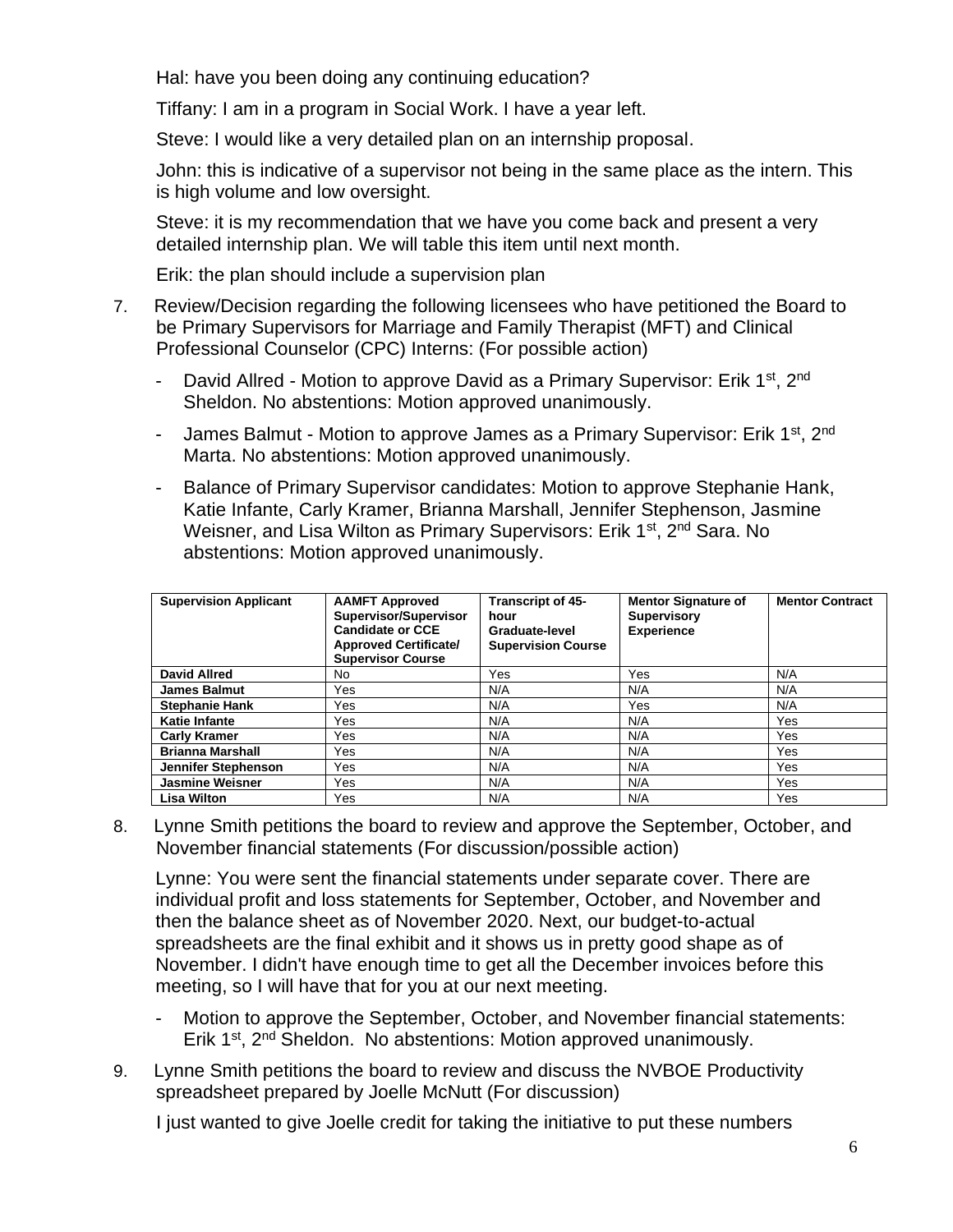Hal: have you been doing any continuing education?

Tiffany: I am in a program in Social Work. I have a year left.

Steve: I would like a very detailed plan on an internship proposal.

John: this is indicative of a supervisor not being in the same place as the intern. This is high volume and low oversight.

Steve: it is my recommendation that we have you come back and present a very detailed internship plan. We will table this item until next month.

Erik: the plan should include a supervision plan

7. Review/Decision regarding the following licensees who have petitioned the Board to be Primary Supervisors for Marriage and Family Therapist (MFT) and Clinical Professional Counselor (CPC) Interns: (For possible action)

   - David Allred - Motion to approve David as a Primary Supervisor: Erik 1st, 2nd Sheldon. No abstentions: Motion approved unanimously.
   - James Balmut - Motion to approve James as a Primary Supervisor: Erik 1st, 2nd Marta. No abstentions: Motion approved unanimously.
   - Balance of Primary Supervisor candidates: Motion to approve Stephanie Hank, Katie Infante, Carly Kramer, Brianna Marshall, Jennifer Stephenson, Jasmine Weisner, and Lisa Wilton as Primary Supervisors: Erik 1st, 2nd Sara. No abstentions: Motion approved unanimously.

| Supervision Applicant | AAMFT Approved Supervisor/Supervisor Candidate or CCE Approved Certificate/ Supervisor Course | Transcript of 45-hour Graduate-level Supervision Course | Mentor Signature of Supervisory Experience | Mentor Contract |
|---|---|---|---|---|
| **David Allred** | No | Yes | Yes | N/A |
| **James Balmut** | Yes | N/A | N/A | N/A |
| **Stephanie Hank** | Yes | N/A | Yes | N/A |
| **Katie Infante** | Yes | N/A | N/A | Yes |
| **Carly Kramer** | Yes | N/A | N/A | Yes |
| **Brianna Marshall** | Yes | N/A | N/A | Yes |
| **Jennifer Stephenson** | Yes | N/A | N/A | Yes |
| **Jasmine Weisner** | Yes | N/A | N/A | Yes |
| **Lisa Wilton** | Yes | N/A | N/A | Yes |

8. Lynne Smith petitions the board to review and approve the September, October, and November financial statements (For discussion/possible action)

   Lynne: You were sent the financial statements under separate cover. There are individual profit and loss statements for September, October, and November and then the balance sheet as of November 2020. Next, our budget-to-actual spreadsheets are the final exhibit and it shows us in pretty good shape as of November. I didn't have enough time to get all the December invoices before this meeting, so I will have that for you at our next meeting.

   - Motion to approve the September, October, and November financial statements: Erik 1st, 2nd Sheldon. No abstentions: Motion approved unanimously.

9. Lynne Smith petitions the board to review and discuss the NVBOE Productivity spreadsheet prepared by Joelle McNutt (For discussion)

   I just wanted to give Joelle credit for taking the initiative to put these numbers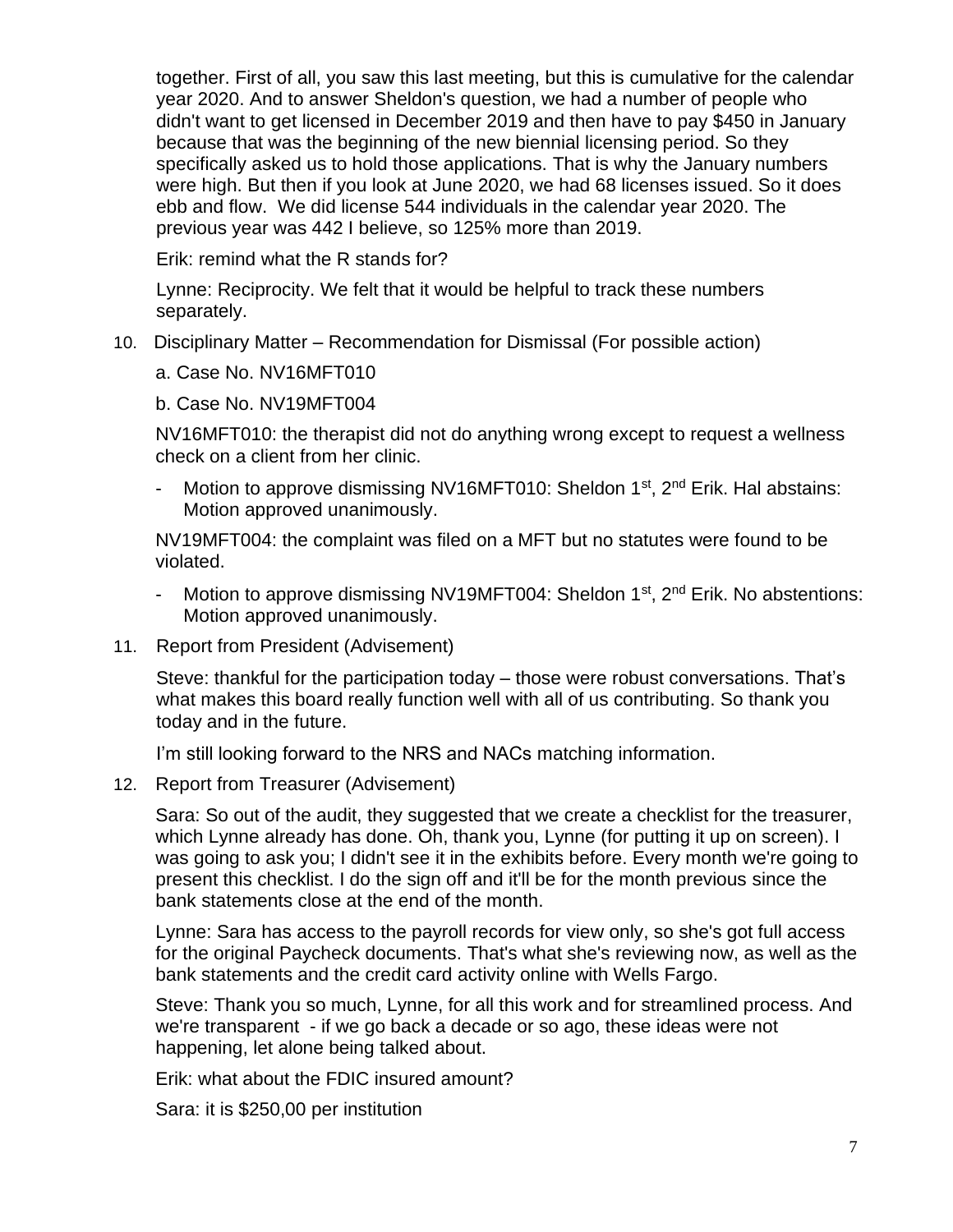together. First of all, you saw this last meeting, but this is cumulative for the calendar year 2020. And to answer Sheldon's question, we had a number of people who didn't want to get licensed in December 2019 and then have to pay $450 in January because that was the beginning of the new biennial licensing period. So they specifically asked us to hold those applications. That is why the January numbers were high. But then if you look at June 2020, we had 68 licenses issued. So it does ebb and flow. We did license 544 individuals in the calendar year 2020. The previous year was 442 I believe, so 125% more than 2019.

Erik: remind what the R stands for?

Lynne: Reciprocity. We felt that it would be helpful to track these numbers separately.

10. Disciplinary Matter – Recommendation for Dismissal (For possible action)

    a. Case No. NV16MFT010

    b. Case No. NV19MFT004

    NV16MFT010: the therapist did not do anything wrong except to request a wellness check on a client from her clinic.

    - Motion to approve dismissing NV16MFT010: Sheldon 1st, 2nd Erik. Hal abstains: Motion approved unanimously.

    NV19MFT004: the complaint was filed on a MFT but no statutes were found to be violated.

    - Motion to approve dismissing NV19MFT004: Sheldon 1st, 2nd Erik. No abstentions: Motion approved unanimously.

11. Report from President (Advisement)

    Steve: thankful for the participation today – those were robust conversations. That's what makes this board really function well with all of us contributing. So thank you today and in the future.

    I'm still looking forward to the NRS and NACs matching information.

12. Report from Treasurer (Advisement)

    Sara: So out of the audit, they suggested that we create a checklist for the treasurer, which Lynne already has done. Oh, thank you, Lynne (for putting it up on screen). I was going to ask you; I didn't see it in the exhibits before. Every month we're going to present this checklist. I do the sign off and it'll be for the month previous since the bank statements close at the end of the month.

    Lynne: Sara has access to the payroll records for view only, so she's got full access for the original Paycheck documents. That's what she's reviewing now, as well as the bank statements and the credit card activity online with Wells Fargo.

    Steve: Thank you so much, Lynne, for all this work and for streamlined process. And we're transparent - if we go back a decade or so ago, these ideas were not happening, let alone being talked about.

    Erik: what about the FDIC insured amount?

    Sara: it is $250,00 per institution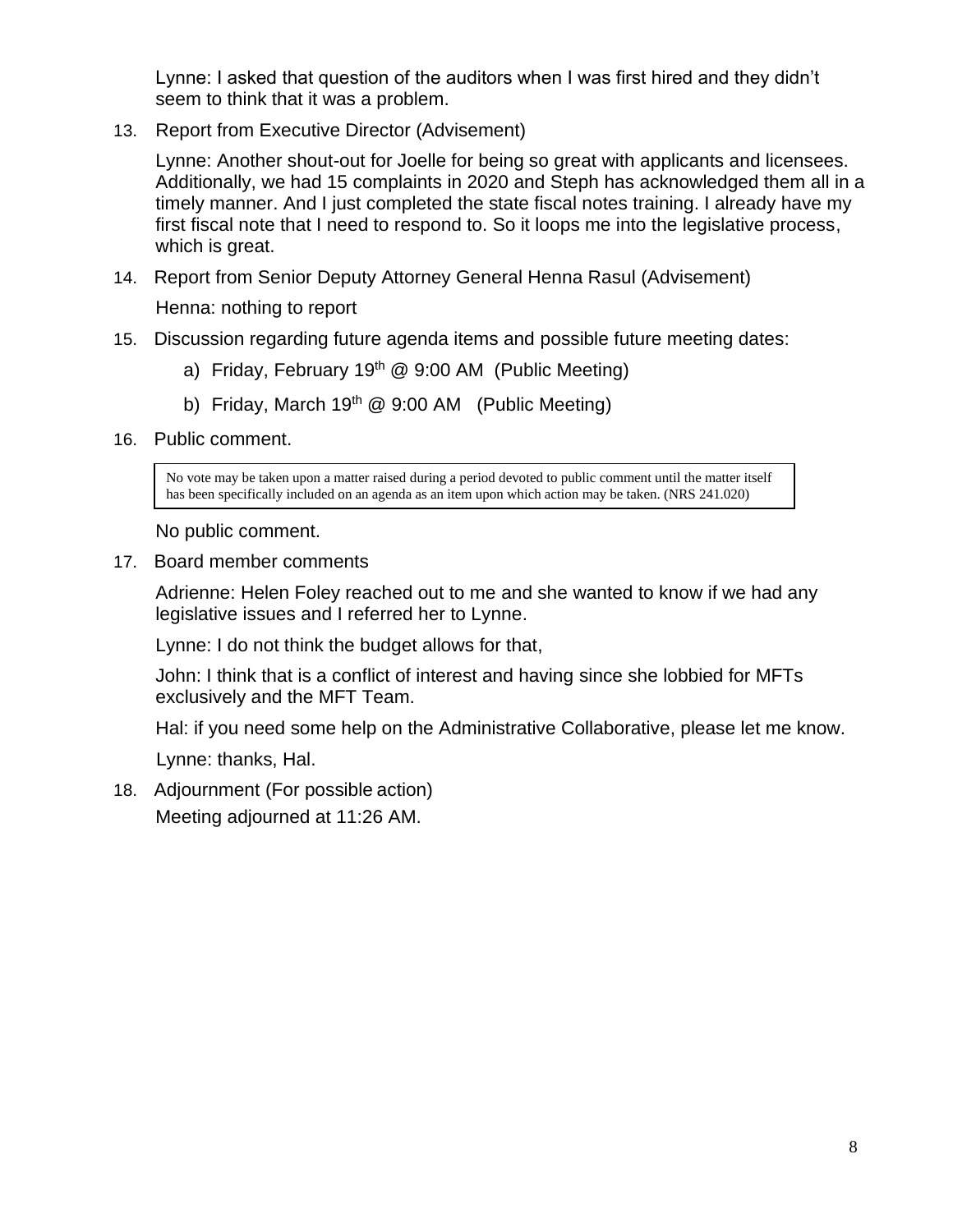Lynne: I asked that question of the auditors when I was first hired and they didn't seem to think that it was a problem.

13. Report from Executive Director (Advisement)

    Lynne: Another shout-out for Joelle for being so great with applicants and licensees. Additionally, we had 15 complaints in 2020 and Steph has acknowledged them all in a timely manner. And I just completed the state fiscal notes training. I already have my first fiscal note that I need to respond to. So it loops me into the legislative process, which is great.

14. Report from Senior Deputy Attorney General Henna Rasul (Advisement)

    Henna: nothing to report

15. Discussion regarding future agenda items and possible future meeting dates:

    a) Friday, February 19th @ 9:00 AM (Public Meeting)

    b) Friday, March 19th @ 9:00 AM (Public Meeting)

16. Public comment.

    > No vote may be taken upon a matter raised during a period devoted to public comment until the matter itself has been specifically included on an agenda as an item upon which action may be taken. (NRS 241.020)

    No public comment.

17. Board member comments

    Adrienne: Helen Foley reached out to me and she wanted to know if we had any legislative issues and I referred her to Lynne.

    Lynne: I do not think the budget allows for that,

    John: I think that is a conflict of interest and having since she lobbied for MFTs exclusively and the MFT Team.

    Hal: if you need some help on the Administrative Collaborative, please let me know.

    Lynne: thanks, Hal.

18. Adjournment (For possible action)

    Meeting adjourned at 11:26 AM.